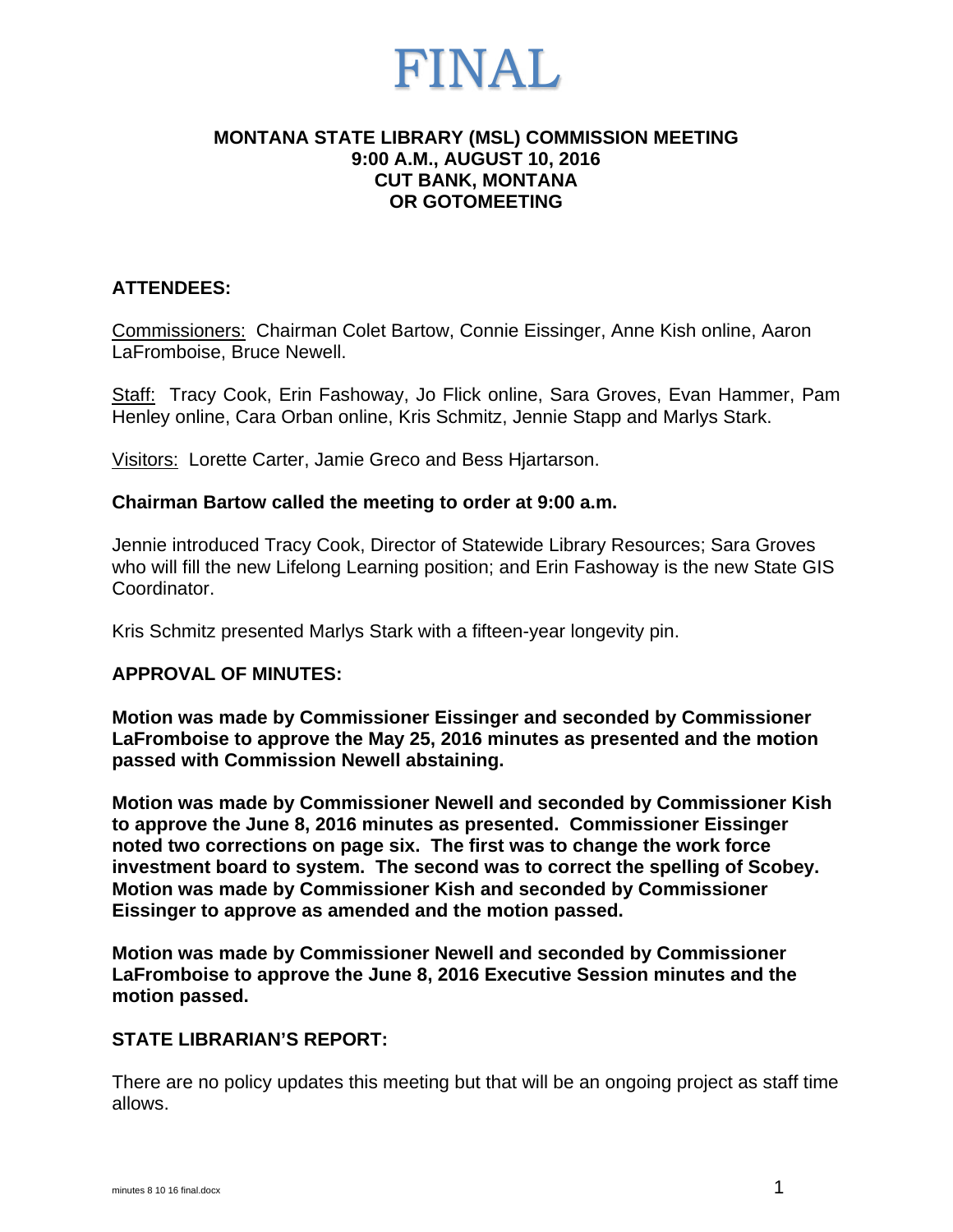# FINAL

## MONTANA STATE LIBRARY (MSL) COMMISSION MEETING
## 9:00 A.M., AUGUST 10, 2016
## CUT BANK, MONTANA
## OR GOTOMEETING

### ATTENDEES:

Commissioners: Chairman Colet Bartow, Connie Eissinger, Anne Kish online, Aaron LaFromboise, Bruce Newell.

Staff: Tracy Cook, Erin Fashoway, Jo Flick online, Sara Groves, Evan Hammer, Pam Henley online, Cara Orban online, Kris Schmitz, Jennie Stapp and Marlys Stark.

Visitors: Lorette Carter, Jamie Greco and Bess Hjartarson.

**Chairman Bartow called the meeting to order at 9:00 a.m.**

Jennie introduced Tracy Cook, Director of Statewide Library Resources; Sara Groves who will fill the new Lifelong Learning position; and Erin Fashoway is the new State GIS Coordinator.

Kris Schmitz presented Marlys Stark with a fifteen-year longevity pin.

### APPROVAL OF MINUTES:

**Motion was made by Commissioner Eissinger and seconded by Commissioner LaFromboise to approve the May 25, 2016 minutes as presented and the motion passed with Commission Newell abstaining.**

**Motion was made by Commissioner Newell and seconded by Commissioner Kish to approve the June 8, 2016 minutes as presented. Commissioner Eissinger noted two corrections on page six. The first was to change the work force investment board to system. The second was to correct the spelling of Scobey. Motion was made by Commissioner Kish and seconded by Commissioner Eissinger to approve as amended and the motion passed.**

**Motion was made by Commissioner Newell and seconded by Commissioner LaFromboise to approve the June 8, 2016 Executive Session minutes and the motion passed.**

### STATE LIBRARIAN'S REPORT:

There are no policy updates this meeting but that will be an ongoing project as staff time allows.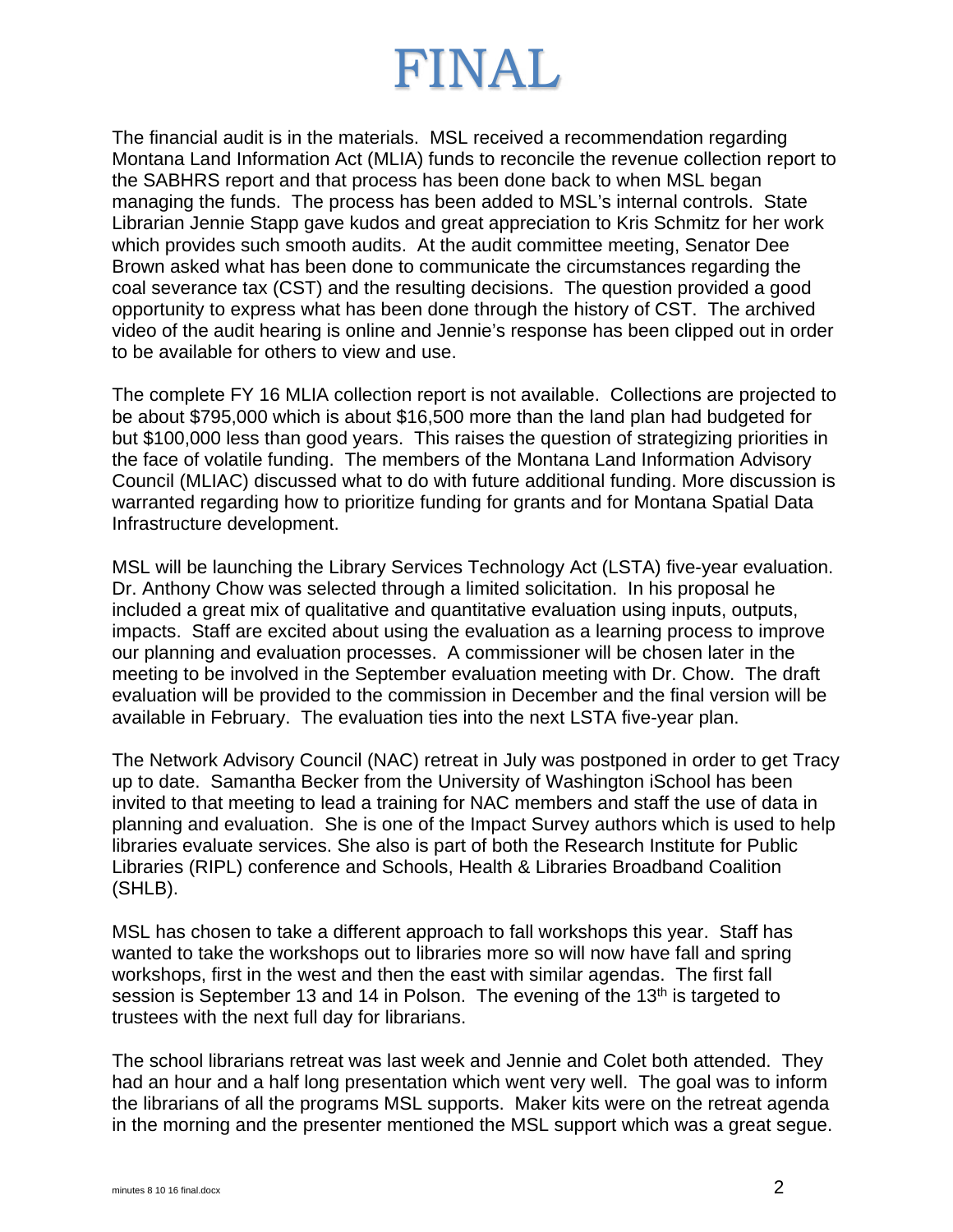The financial audit is in the materials. MSL received a recommendation regarding Montana Land Information Act (MLIA) funds to reconcile the revenue collection report to the SABHRS report and that process has been done back to when MSL began managing the funds. The process has been added to MSL's internal controls. State Librarian Jennie Stapp gave kudos and great appreciation to Kris Schmitz for her work which provides such smooth audits. At the audit committee meeting, Senator Dee Brown asked what has been done to communicate the circumstances regarding the coal severance tax (CST) and the resulting decisions. The question provided a good opportunity to express what has been done through the history of CST. The archived video of the audit hearing is online and Jennie's response has been clipped out in order to be available for others to view and use.

The complete FY 16 MLIA collection report is not available. Collections are projected to be about $795,000 which is about $16,500 more than the land plan had budgeted for but $100,000 less than good years. This raises the question of strategizing priorities in the face of volatile funding. The members of the Montana Land Information Advisory Council (MLIAC) discussed what to do with future additional funding. More discussion is warranted regarding how to prioritize funding for grants and for Montana Spatial Data Infrastructure development.

MSL will be launching the Library Services Technology Act (LSTA) five-year evaluation. Dr. Anthony Chow was selected through a limited solicitation. In his proposal he included a great mix of qualitative and quantitative evaluation using inputs, outputs, impacts. Staff are excited about using the evaluation as a learning process to improve our planning and evaluation processes. A commissioner will be chosen later in the meeting to be involved in the September evaluation meeting with Dr. Chow. The draft evaluation will be provided to the commission in December and the final version will be available in February. The evaluation ties into the next LSTA five-year plan.

The Network Advisory Council (NAC) retreat in July was postponed in order to get Tracy up to date. Samantha Becker from the University of Washington iSchool has been invited to that meeting to lead a training for NAC members and staff the use of data in planning and evaluation. She is one of the Impact Survey authors which is used to help libraries evaluate services. She also is part of both the Research Institute for Public Libraries (RIPL) conference and Schools, Health & Libraries Broadband Coalition (SHLB).

MSL has chosen to take a different approach to fall workshops this year. Staff has wanted to take the workshops out to libraries more so will now have fall and spring workshops, first in the west and then the east with similar agendas. The first fall session is September 13 and 14 in Polson. The evening of the 13th is targeted to trustees with the next full day for librarians.

The school librarians retreat was last week and Jennie and Colet both attended. They had an hour and a half long presentation which went very well. The goal was to inform the librarians of all the programs MSL supports. Maker kits were on the retreat agenda in the morning and the presenter mentioned the MSL support which was a great segue.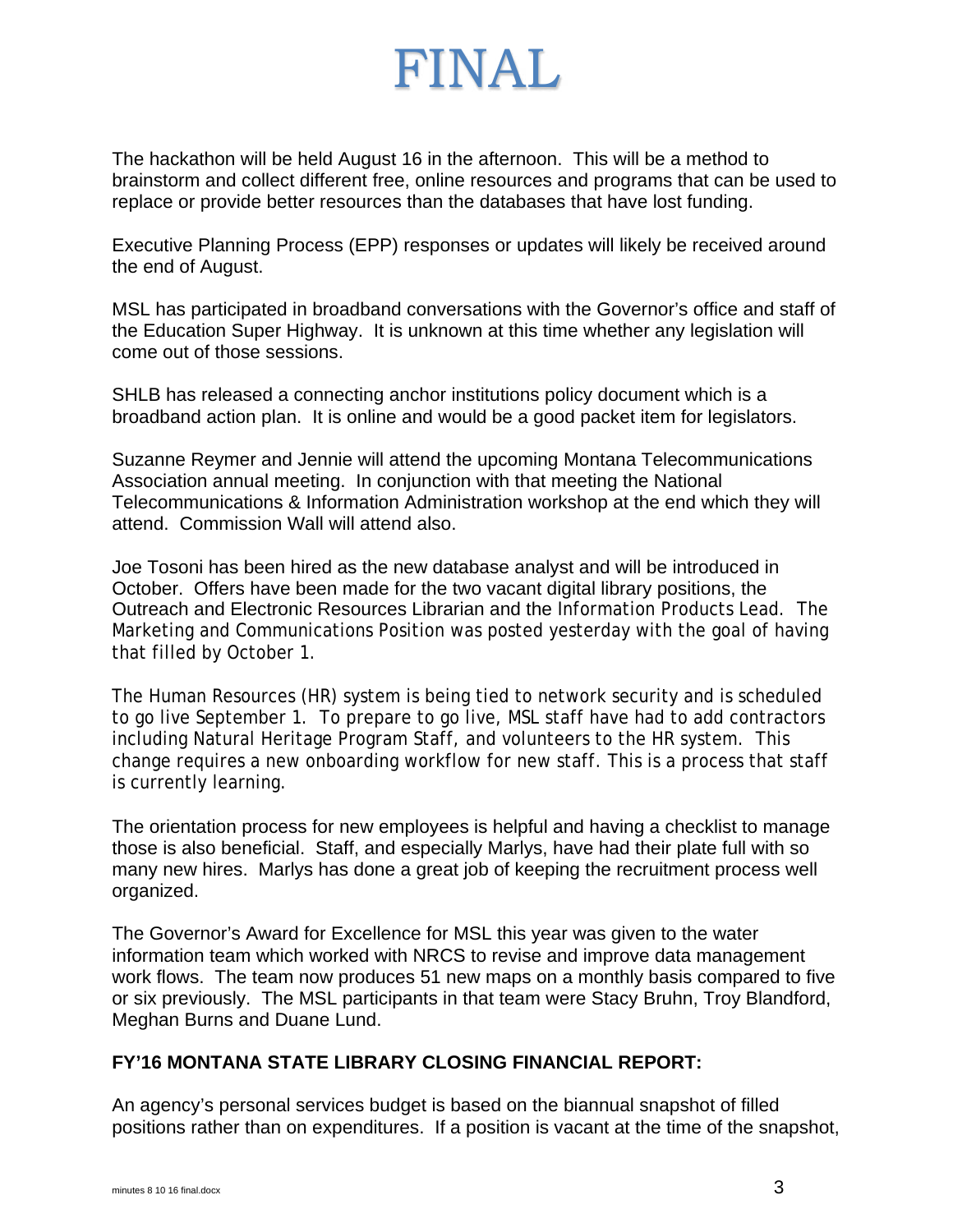# FINAL

The hackathon will be held August 16 in the afternoon. This will be a method to brainstorm and collect different free, online resources and programs that can be used to replace or provide better resources than the databases that have lost funding.

Executive Planning Process (EPP) responses or updates will likely be received around the end of August.

MSL has participated in broadband conversations with the Governor's office and staff of the Education Super Highway. It is unknown at this time whether any legislation will come out of those sessions.

SHLB has released a connecting anchor institutions policy document which is a broadband action plan. It is online and would be a good packet item for legislators.

Suzanne Reymer and Jennie will attend the upcoming Montana Telecommunications Association annual meeting. In conjunction with that meeting the National Telecommunications & Information Administration workshop at the end which they will attend. Commission Wall will attend also.

Joe Tosoni has been hired as the new database analyst and will be introduced in October. Offers have been made for the two vacant digital library positions, the Outreach and Electronic Resources Librarian and the Information Products Lead. The Marketing and Communications Position was posted yesterday with the goal of having that filled by October 1.

The Human Resources (HR) system is being tied to network security and is scheduled to go live September 1. To prepare to go live, MSL staff have had to add contractors including Natural Heritage Program Staff, and volunteers to the HR system. This change requires a new onboarding workflow for new staff. This is a process that staff is currently learning.

The orientation process for new employees is helpful and having a checklist to manage those is also beneficial. Staff, and especially Marlys, have had their plate full with so many new hires. Marlys has done a great job of keeping the recruitment process well organized.

The Governor's Award for Excellence for MSL this year was given to the water information team which worked with NRCS to revise and improve data management work flows. The team now produces 51 new maps on a monthly basis compared to five or six previously. The MSL participants in that team were Stacy Bruhn, Troy Blandford, Meghan Burns and Duane Lund.

**FY'16 MONTANA STATE LIBRARY CLOSING FINANCIAL REPORT:**

An agency's personal services budget is based on the biannual snapshot of filled positions rather than on expenditures. If a position is vacant at the time of the snapshot,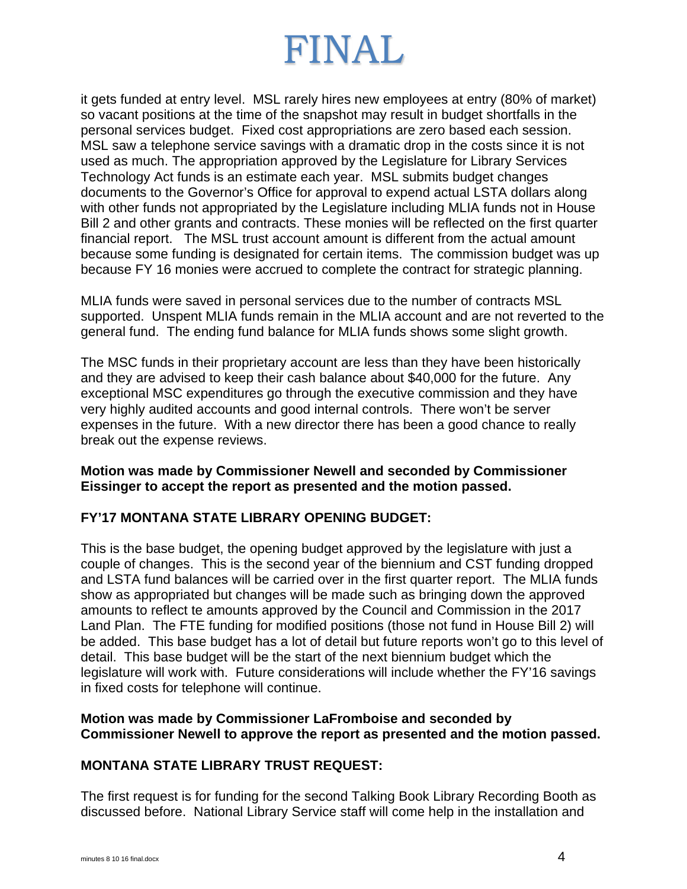it gets funded at entry level. MSL rarely hires new employees at entry (80% of market) so vacant positions at the time of the snapshot may result in budget shortfalls in the personal services budget. Fixed cost appropriations are zero based each session. MSL saw a telephone service savings with a dramatic drop in the costs since it is not used as much. The appropriation approved by the Legislature for Library Services Technology Act funds is an estimate each year. MSL submits budget changes documents to the Governor's Office for approval to expend actual LSTA dollars along with other funds not appropriated by the Legislature including MLIA funds not in House Bill 2 and other grants and contracts. These monies will be reflected on the first quarter financial report. The MSL trust account amount is different from the actual amount because some funding is designated for certain items. The commission budget was up because FY 16 monies were accrued to complete the contract for strategic planning.

MLIA funds were saved in personal services due to the number of contracts MSL supported. Unspent MLIA funds remain in the MLIA account and are not reverted to the general fund. The ending fund balance for MLIA funds shows some slight growth.

The MSC funds in their proprietary account are less than they have been historically and they are advised to keep their cash balance about $40,000 for the future. Any exceptional MSC expenditures go through the executive commission and they have very highly audited accounts and good internal controls. There won't be server expenses in the future. With a new director there has been a good chance to really break out the expense reviews.

**Motion was made by Commissioner Newell and seconded by Commissioner Eissinger to accept the report as presented and the motion passed.**

**FY'17 MONTANA STATE LIBRARY OPENING BUDGET:**

This is the base budget, the opening budget approved by the legislature with just a couple of changes. This is the second year of the biennium and CST funding dropped and LSTA fund balances will be carried over in the first quarter report. The MLIA funds show as appropriated but changes will be made such as bringing down the approved amounts to reflect te amounts approved by the Council and Commission in the 2017 Land Plan. The FTE funding for modified positions (those not fund in House Bill 2) will be added. This base budget has a lot of detail but future reports won't go to this level of detail. This base budget will be the start of the next biennium budget which the legislature will work with. Future considerations will include whether the FY'16 savings in fixed costs for telephone will continue.

**Motion was made by Commissioner LaFromboise and seconded by Commissioner Newell to approve the report as presented and the motion passed.**

**MONTANA STATE LIBRARY TRUST REQUEST:**

The first request is for funding for the second Talking Book Library Recording Booth as discussed before. National Library Service staff will come help in the installation and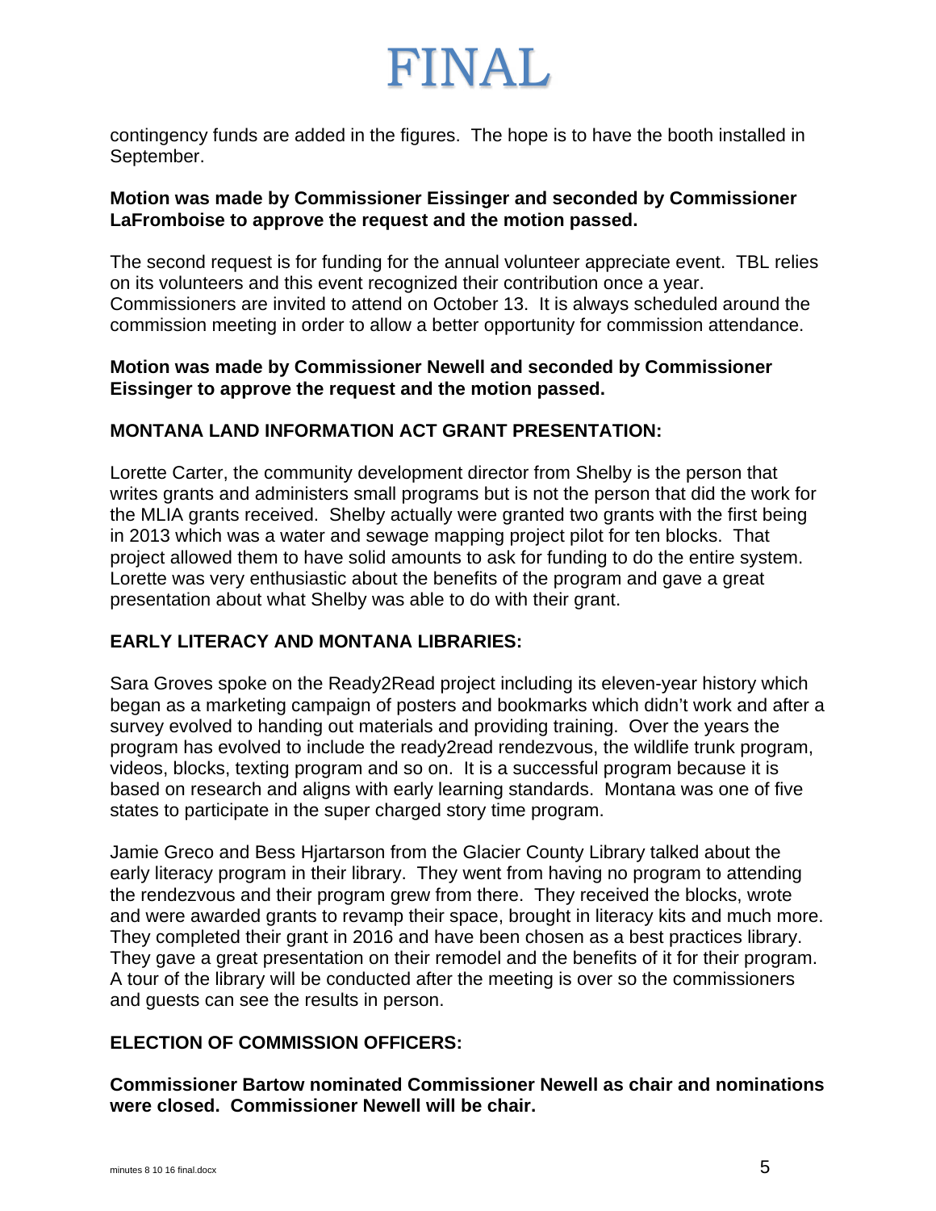contingency funds are added in the figures.  The hope is to have the booth installed in September.

**Motion was made by Commissioner Eissinger and seconded by Commissioner LaFromboise to approve the request and the motion passed.**

The second request is for funding for the annual volunteer appreciate event.  TBL relies on its volunteers and this event recognized their contribution once a year.  Commissioners are invited to attend on October 13.  It is always scheduled around the commission meeting in order to allow a better opportunity for commission attendance.

**Motion was made by Commissioner Newell and seconded by Commissioner Eissinger to approve the request and the motion passed.**

**MONTANA LAND INFORMATION ACT GRANT PRESENTATION:**

Lorette Carter, the community development director from Shelby is the person that writes grants and administers small programs but is not the person that did the work for the MLIA grants received.  Shelby actually were granted two grants with the first being in 2013 which was a water and sewage mapping project pilot for ten blocks.  That project allowed them to have solid amounts to ask for funding to do the entire system.  Lorette was very enthusiastic about the benefits of the program and gave a great presentation about what Shelby was able to do with their grant.

**EARLY LITERACY AND MONTANA LIBRARIES:**

Sara Groves spoke on the Ready2Read project including its eleven-year history which began as a marketing campaign of posters and bookmarks which didn't work and after a survey evolved to handing out materials and providing training.  Over the years the program has evolved to include the ready2read rendezvous, the wildlife trunk program, videos, blocks, texting program and so on.  It is a successful program because it is based on research and aligns with early learning standards.  Montana was one of five states to participate in the super charged story time program.

Jamie Greco and Bess Hjartarson from the Glacier County Library talked about the early literacy program in their library.  They went from having no program to attending the rendezvous and their program grew from there.  They received the blocks, wrote and were awarded grants to revamp their space, brought in literacy kits and much more.  They completed their grant in 2016 and have been chosen as a best practices library.  They gave a great presentation on their remodel and the benefits of it for their program.  A tour of the library will be conducted after the meeting is over so the commissioners and guests can see the results in person.

**ELECTION OF COMMISSION OFFICERS:**

**Commissioner Bartow nominated Commissioner Newell as chair and nominations were closed.  Commissioner Newell will be chair.**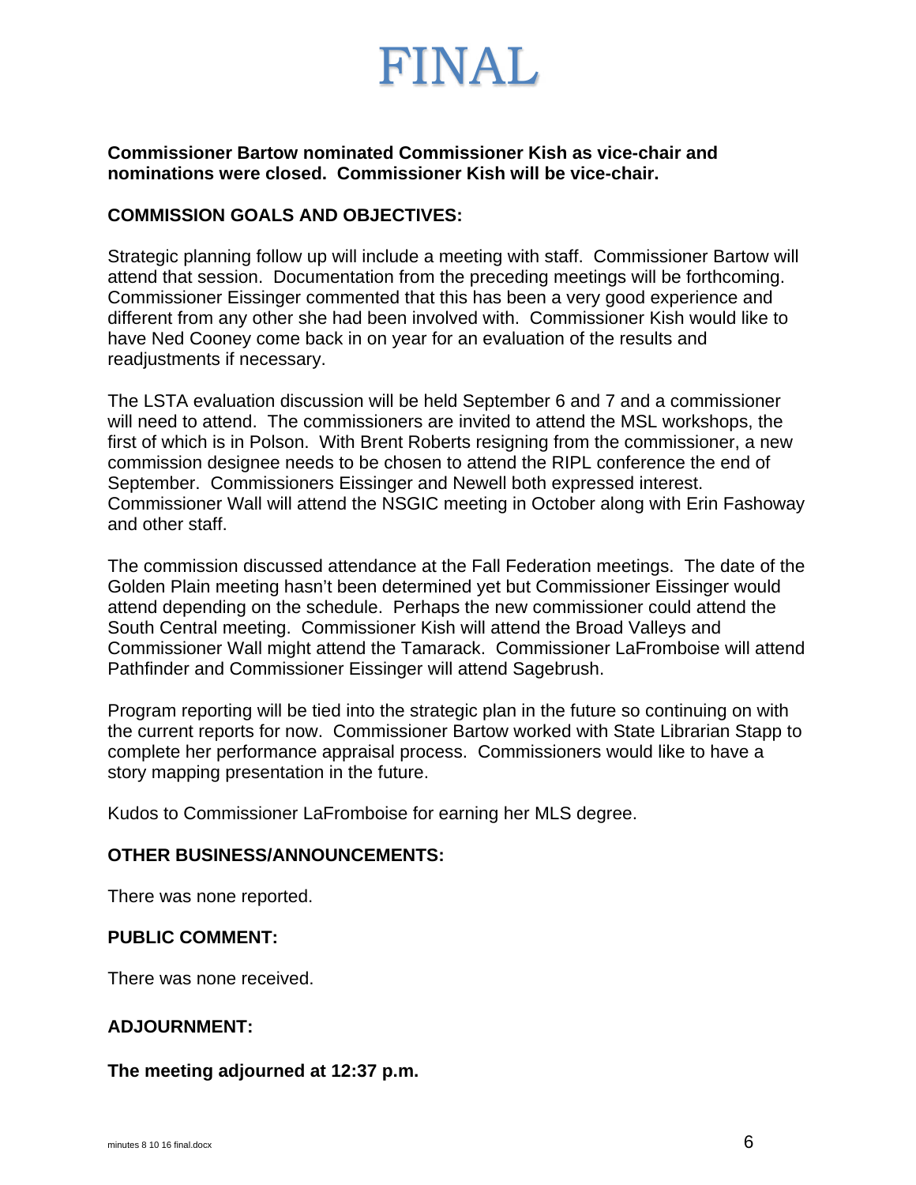# FINAL

**Commissioner Bartow nominated Commissioner Kish as vice-chair and nominations were closed. Commissioner Kish will be vice-chair.**

**COMMISSION GOALS AND OBJECTIVES:**

Strategic planning follow up will include a meeting with staff. Commissioner Bartow will attend that session. Documentation from the preceding meetings will be forthcoming. Commissioner Eissinger commented that this has been a very good experience and different from any other she had been involved with. Commissioner Kish would like to have Ned Cooney come back in on year for an evaluation of the results and readjustments if necessary.

The LSTA evaluation discussion will be held September 6 and 7 and a commissioner will need to attend. The commissioners are invited to attend the MSL workshops, the first of which is in Polson. With Brent Roberts resigning from the commissioner, a new commission designee needs to be chosen to attend the RIPL conference the end of September. Commissioners Eissinger and Newell both expressed interest. Commissioner Wall will attend the NSGIC meeting in October along with Erin Fashoway and other staff.

The commission discussed attendance at the Fall Federation meetings. The date of the Golden Plain meeting hasn't been determined yet but Commissioner Eissinger would attend depending on the schedule. Perhaps the new commissioner could attend the South Central meeting. Commissioner Kish will attend the Broad Valleys and Commissioner Wall might attend the Tamarack. Commissioner LaFromboise will attend Pathfinder and Commissioner Eissinger will attend Sagebrush.

Program reporting will be tied into the strategic plan in the future so continuing on with the current reports for now. Commissioner Bartow worked with State Librarian Stapp to complete her performance appraisal process. Commissioners would like to have a story mapping presentation in the future.

Kudos to Commissioner LaFromboise for earning her MLS degree.

**OTHER BUSINESS/ANNOUNCEMENTS:**

There was none reported.

**PUBLIC COMMENT:**

There was none received.

**ADJOURNMENT:**

**The meeting adjourned at 12:37 p.m.**